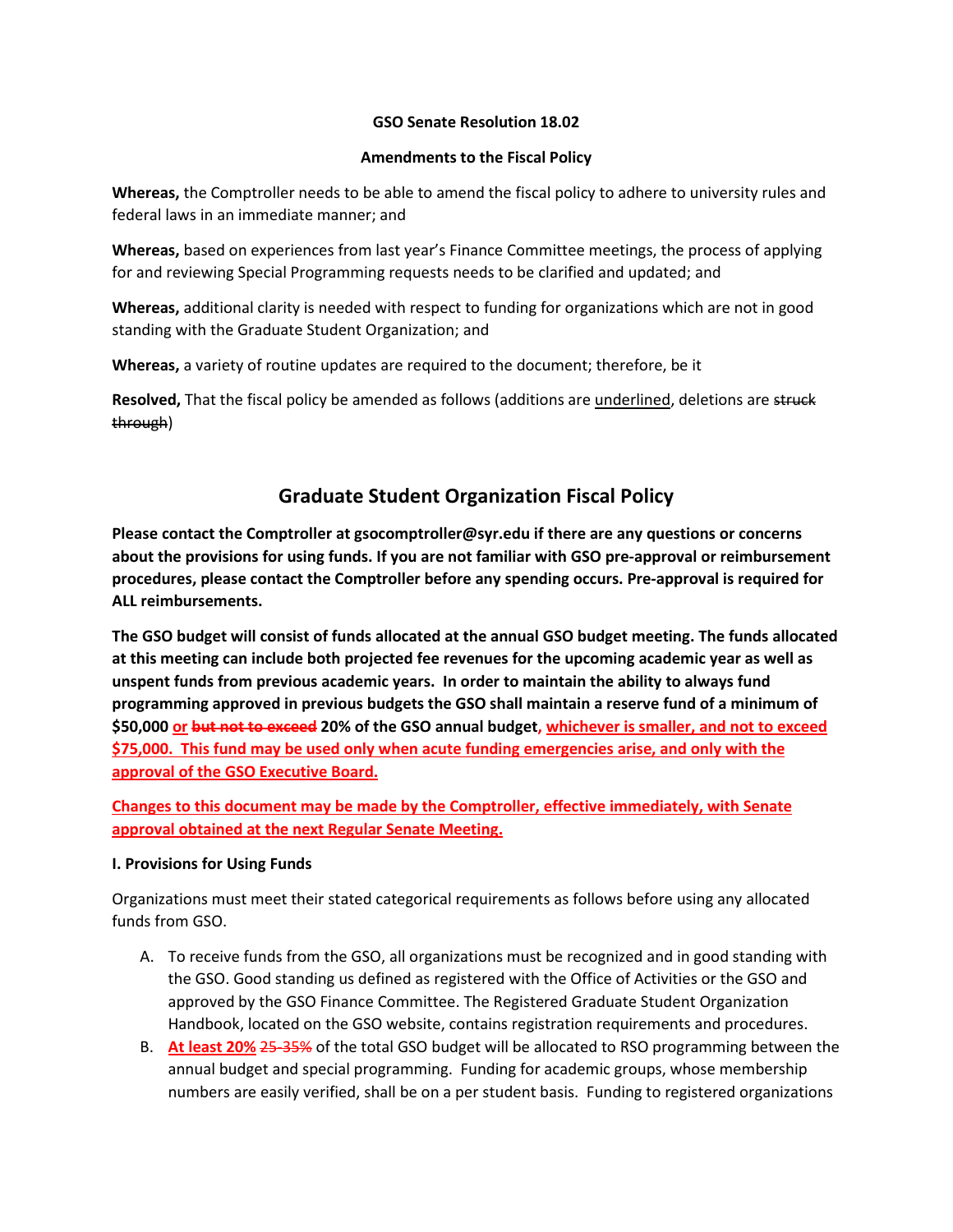**GSO Senate Resolution 18.02**

**Amendments to the Fiscal Policy**

**Whereas,** the Comptroller needs to be able to amend the fiscal policy to adhere to university rules and federal laws in an immediate manner; and

**Whereas,** based on experiences from last year's Finance Committee meetings, the process of applying for and reviewing Special Programming requests needs to be clarified and updated; and

**Whereas,** additional clarity is needed with respect to funding for organizations which are not in good standing with the Graduate Student Organization; and

**Whereas,** a variety of routine updates are required to the document; therefore, be it

**Resolved,** That the fiscal policy be amended as follows (additions are <u>underlined</u>, deletions are ~~struck through~~)

## Graduate Student Organization Fiscal Policy

**Please contact the Comptroller at gsocomptroller@syr.edu if there are any questions or concerns about the provisions for using funds. If you are not familiar with GSO pre-approval or reimbursement procedures, please contact the Comptroller before any spending occurs. Pre-approval is required for ALL reimbursements.**

**The GSO budget will consist of funds allocated at the annual GSO budget meeting. The funds allocated at this meeting can include both projected fee revenues for the upcoming academic year as well as unspent funds from previous academic years. In order to maintain the ability to always fund programming approved in previous budgets the GSO shall maintain a reserve fund of a minimum of $50,000 <u>or</u> ~~but not to exceed~~ 20% of the GSO annual budget<u>, whichever is smaller, and not to exceed $75,000. This fund may be used only when acute funding emergencies arise, and only with the approval of the GSO Executive Board.</u>**

**<u>Changes to this document may be made by the Comptroller, effective immediately, with Senate approval obtained at the next Regular Senate Meeting.</u>**

**I. Provisions for Using Funds**

Organizations must meet their stated categorical requirements as follows before using any allocated funds from GSO.

A. To receive funds from the GSO, all organizations must be recognized and in good standing with the GSO. Good standing us defined as registered with the Office of Activities or the GSO and approved by the GSO Finance Committee. The Registered Graduate Student Organization Handbook, located on the GSO website, contains registration requirements and procedures.
B. **<u>At least 20%</u>** ~~25-35%~~ of the total GSO budget will be allocated to RSO programming between the annual budget and special programming. Funding for academic groups, whose membership numbers are easily verified, shall be on a per student basis. Funding to registered organizations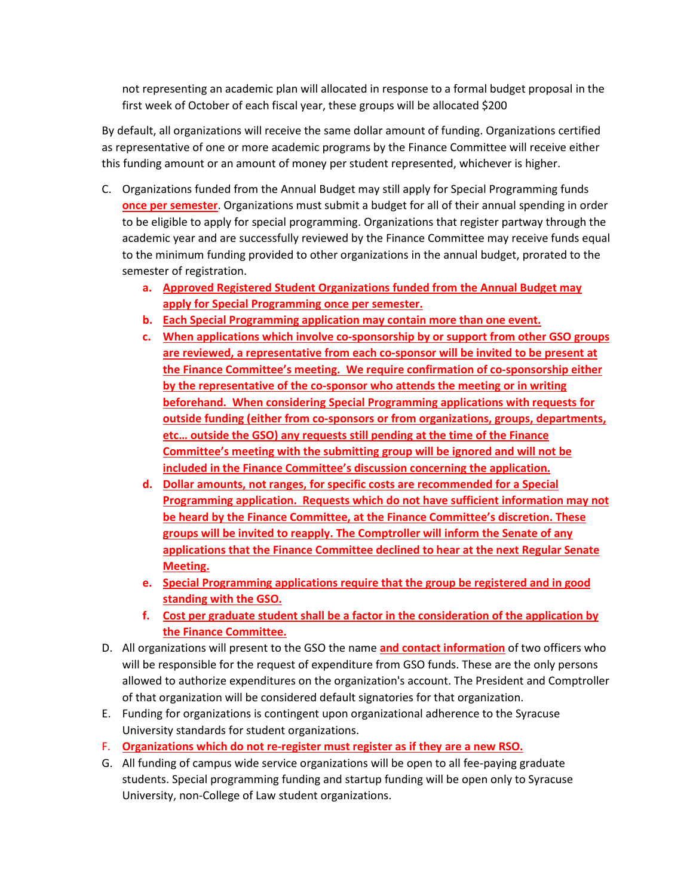not representing an academic plan will allocated in response to a formal budget proposal in the first week of October of each fiscal year, these groups will be allocated $200

By default, all organizations will receive the same dollar amount of funding. Organizations certified as representative of one or more academic programs by the Finance Committee will receive either this funding amount or an amount of money per student represented, whichever is higher.

C. Organizations funded from the Annual Budget may still apply for Special Programming funds **once per semester**. Organizations must submit a budget for all of their annual spending in order to be eligible to apply for special programming. Organizations that register partway through the academic year and are successfully reviewed by the Finance Committee may receive funds equal to the minimum funding provided to other organizations in the annual budget, prorated to the semester of registration.
   a. **Approved Registered Student Organizations funded from the Annual Budget may apply for Special Programming once per semester.**
   b. **Each Special Programming application may contain more than one event.**
   c. **When applications which involve co-sponsorship by or support from other GSO groups are reviewed, a representative from each co-sponsor will be invited to be present at the Finance Committee's meeting. We require confirmation of co-sponsorship either by the representative of the co-sponsor who attends the meeting or in writing beforehand. When considering Special Programming applications with requests for outside funding (either from co-sponsors or from organizations, groups, departments, etc… outside the GSO) any requests still pending at the time of the Finance Committee's meeting with the submitting group will be ignored and will not be included in the Finance Committee's discussion concerning the application.**
   d. **Dollar amounts, not ranges, for specific costs are recommended for a Special Programming application. Requests which do not have sufficient information may not be heard by the Finance Committee, at the Finance Committee's discretion. These groups will be invited to reapply. The Comptroller will inform the Senate of any applications that the Finance Committee declined to hear at the next Regular Senate Meeting.**
   e. **Special Programming applications require that the group be registered and in good standing with the GSO.**
   f. **Cost per graduate student shall be a factor in the consideration of the application by the Finance Committee.**

D. All organizations will present to the GSO the name **and contact information** of two officers who will be responsible for the request of expenditure from GSO funds. These are the only persons allowed to authorize expenditures on the organization's account. The President and Comptroller of that organization will be considered default signatories for that organization.

E. Funding for organizations is contingent upon organizational adherence to the Syracuse University standards for student organizations.

F. **Organizations which do not re-register must register as if they are a new RSO.**

G. All funding of campus wide service organizations will be open to all fee-paying graduate students. Special programming funding and startup funding will be open only to Syracuse University, non-College of Law student organizations.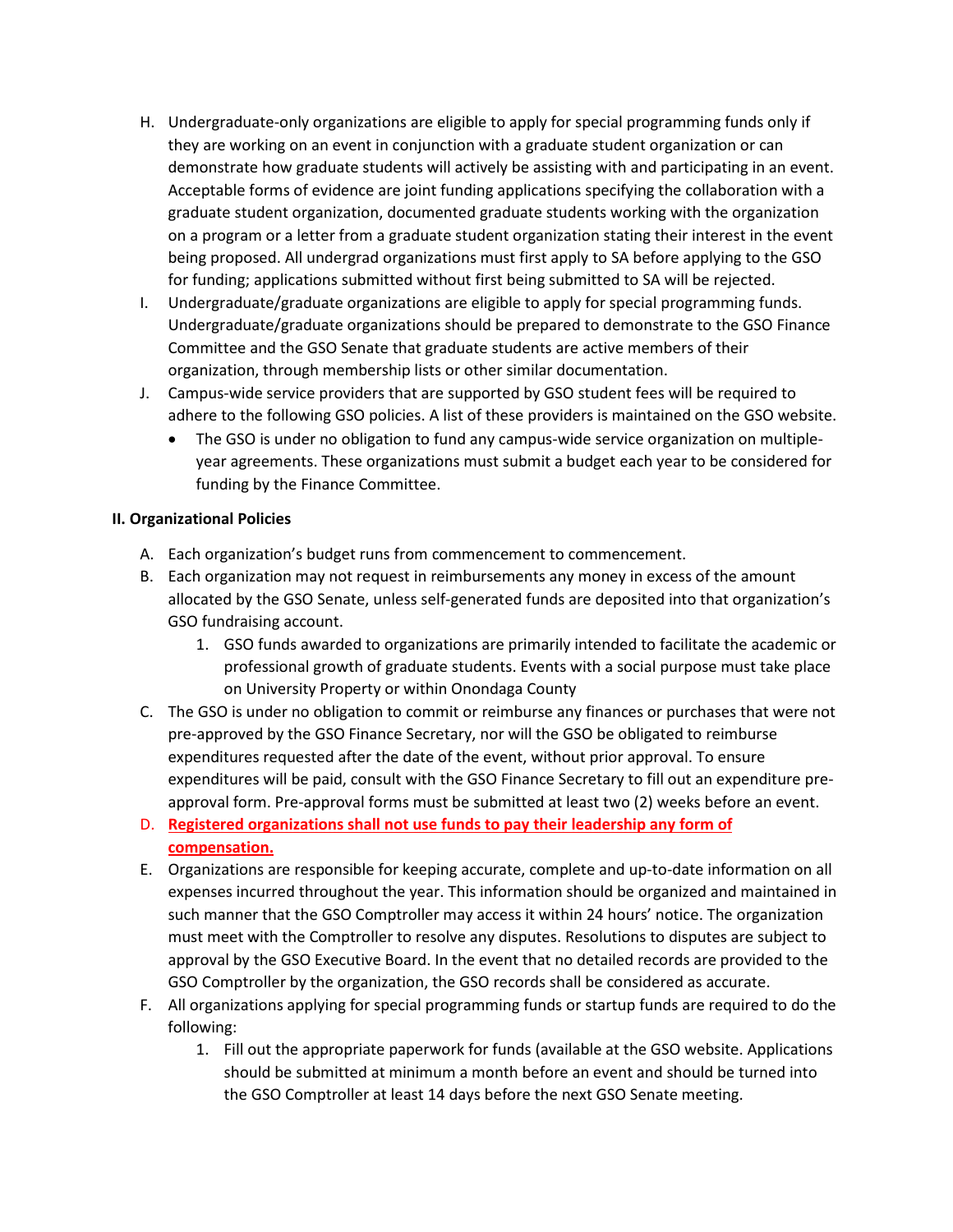H. Undergraduate-only organizations are eligible to apply for special programming funds only if they are working on an event in conjunction with a graduate student organization or can demonstrate how graduate students will actively be assisting with and participating in an event. Acceptable forms of evidence are joint funding applications specifying the collaboration with a graduate student organization, documented graduate students working with the organization on a program or a letter from a graduate student organization stating their interest in the event being proposed. All undergrad organizations must first apply to SA before applying to the GSO for funding; applications submitted without first being submitted to SA will be rejected.

I. Undergraduate/graduate organizations are eligible to apply for special programming funds. Undergraduate/graduate organizations should be prepared to demonstrate to the GSO Finance Committee and the GSO Senate that graduate students are active members of their organization, through membership lists or other similar documentation.

J. Campus-wide service providers that are supported by GSO student fees will be required to adhere to the following GSO policies. A list of these providers is maintained on the GSO website.
   - The GSO is under no obligation to fund any campus-wide service organization on multiple-year agreements. These organizations must submit a budget each year to be considered for funding by the Finance Committee.

**II. Organizational Policies**

A. Each organization's budget runs from commencement to commencement.

B. Each organization may not request in reimbursements any money in excess of the amount allocated by the GSO Senate, unless self-generated funds are deposited into that organization's GSO fundraising account.
   1. GSO funds awarded to organizations are primarily intended to facilitate the academic or professional growth of graduate students. Events with a social purpose must take place on University Property or within Onondaga County

C. The GSO is under no obligation to commit or reimburse any finances or purchases that were not pre-approved by the GSO Finance Secretary, nor will the GSO be obligated to reimburse expenditures requested after the date of the event, without prior approval. To ensure expenditures will be paid, consult with the GSO Finance Secretary to fill out an expenditure pre-approval form. Pre-approval forms must be submitted at least two (2) weeks before an event.

D. **Registered organizations shall not use funds to pay their leadership any form of compensation.**

E. Organizations are responsible for keeping accurate, complete and up-to-date information on all expenses incurred throughout the year. This information should be organized and maintained in such manner that the GSO Comptroller may access it within 24 hours' notice. The organization must meet with the Comptroller to resolve any disputes. Resolutions to disputes are subject to approval by the GSO Executive Board. In the event that no detailed records are provided to the GSO Comptroller by the organization, the GSO records shall be considered as accurate.

F. All organizations applying for special programming funds or startup funds are required to do the following:
   1. Fill out the appropriate paperwork for funds (available at the GSO website. Applications should be submitted at minimum a month before an event and should be turned into the GSO Comptroller at least 14 days before the next GSO Senate meeting.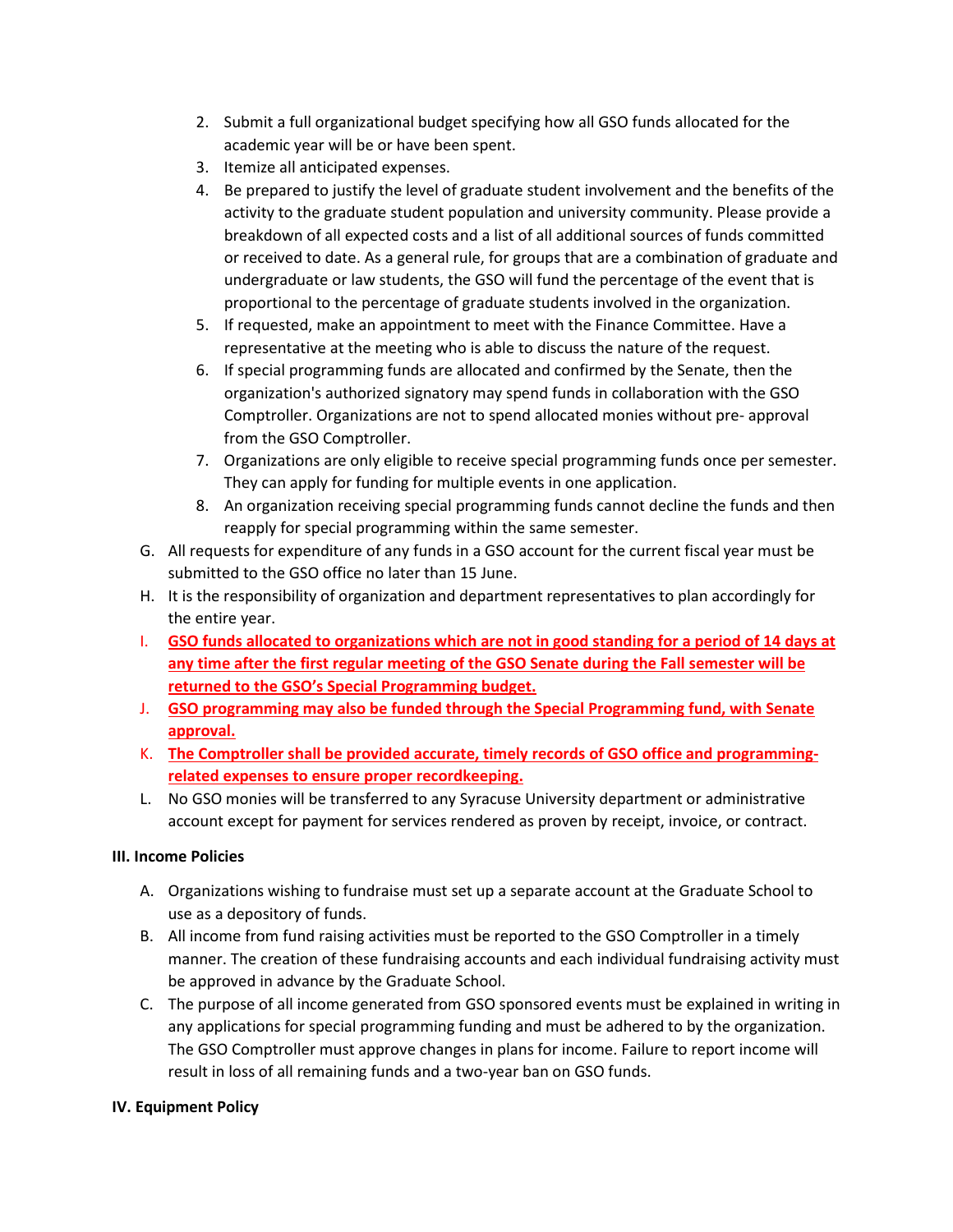2. Submit a full organizational budget specifying how all GSO funds allocated for the academic year will be or have been spent.
3. Itemize all anticipated expenses.
4. Be prepared to justify the level of graduate student involvement and the benefits of the activity to the graduate student population and university community. Please provide a breakdown of all expected costs and a list of all additional sources of funds committed or received to date. As a general rule, for groups that are a combination of graduate and undergraduate or law students, the GSO will fund the percentage of the event that is proportional to the percentage of graduate students involved in the organization.
5. If requested, make an appointment to meet with the Finance Committee. Have a representative at the meeting who is able to discuss the nature of the request.
6. If special programming funds are allocated and confirmed by the Senate, then the organization's authorized signatory may spend funds in collaboration with the GSO Comptroller. Organizations are not to spend allocated monies without pre- approval from the GSO Comptroller.
7. Organizations are only eligible to receive special programming funds once per semester. They can apply for funding for multiple events in one application.
8. An organization receiving special programming funds cannot decline the funds and then reapply for special programming within the same semester.

G. All requests for expenditure of any funds in a GSO account for the current fiscal year must be submitted to the GSO office no later than 15 June.

H. It is the responsibility of organization and department representatives to plan accordingly for the entire year.

I. **GSO funds allocated to organizations which are not in good standing for a period of 14 days at any time after the first regular meeting of the GSO Senate during the Fall semester will be returned to the GSO's Special Programming budget.**

J. **GSO programming may also be funded through the Special Programming fund, with Senate approval.**

K. **The Comptroller shall be provided accurate, timely records of GSO office and programming-related expenses to ensure proper recordkeeping.**

L. No GSO monies will be transferred to any Syracuse University department or administrative account except for payment for services rendered as proven by receipt, invoice, or contract.

### III. Income Policies

A. Organizations wishing to fundraise must set up a separate account at the Graduate School to use as a depository of funds.

B. All income from fund raising activities must be reported to the GSO Comptroller in a timely manner. The creation of these fundraising accounts and each individual fundraising activity must be approved in advance by the Graduate School.

C. The purpose of all income generated from GSO sponsored events must be explained in writing in any applications for special programming funding and must be adhered to by the organization. The GSO Comptroller must approve changes in plans for income. Failure to report income will result in loss of all remaining funds and a two-year ban on GSO funds.

### IV. Equipment Policy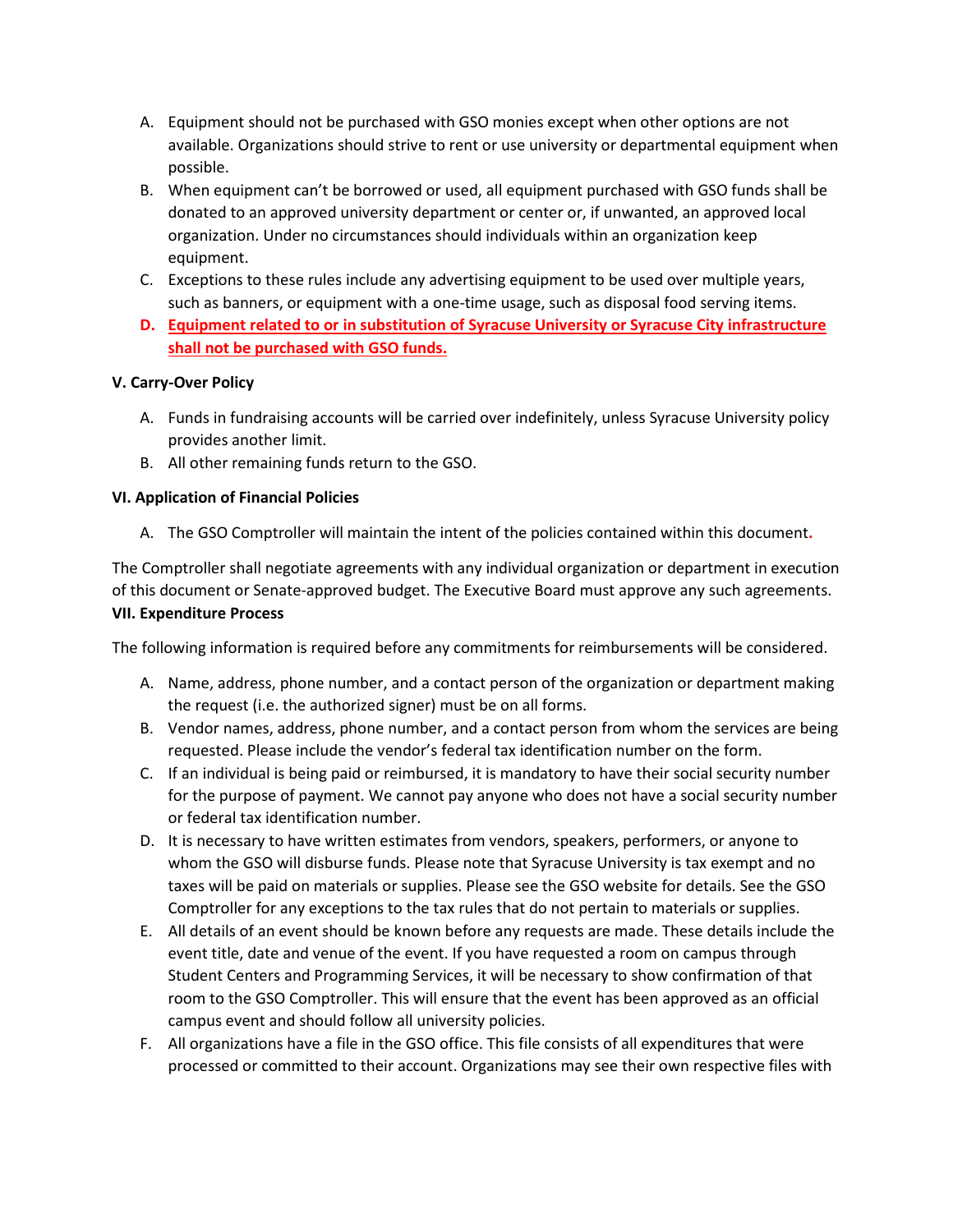A. Equipment should not be purchased with GSO monies except when other options are not available. Organizations should strive to rent or use university or departmental equipment when possible.
B. When equipment can't be borrowed or used, all equipment purchased with GSO funds shall be donated to an approved university department or center or, if unwanted, an approved local organization. Under no circumstances should individuals within an organization keep equipment.
C. Exceptions to these rules include any advertising equipment to be used over multiple years, such as banners, or equipment with a one-time usage, such as disposal food serving items.
D. **Equipment related to or in substitution of Syracuse University or Syracuse City infrastructure shall not be purchased with GSO funds.**

**V. Carry-Over Policy**

A. Funds in fundraising accounts will be carried over indefinitely, unless Syracuse University policy provides another limit.
B. All other remaining funds return to the GSO.

**VI. Application of Financial Policies**

A. The GSO Comptroller will maintain the intent of the policies contained within this document.

The Comptroller shall negotiate agreements with any individual organization or department in execution of this document or Senate-approved budget. The Executive Board must approve any such agreements.

**VII. Expenditure Process**

The following information is required before any commitments for reimbursements will be considered.

A. Name, address, phone number, and a contact person of the organization or department making the request (i.e. the authorized signer) must be on all forms.
B. Vendor names, address, phone number, and a contact person from whom the services are being requested. Please include the vendor's federal tax identification number on the form.
C. If an individual is being paid or reimbursed, it is mandatory to have their social security number for the purpose of payment. We cannot pay anyone who does not have a social security number or federal tax identification number.
D. It is necessary to have written estimates from vendors, speakers, performers, or anyone to whom the GSO will disburse funds. Please note that Syracuse University is tax exempt and no taxes will be paid on materials or supplies. Please see the GSO website for details. See the GSO Comptroller for any exceptions to the tax rules that do not pertain to materials or supplies.
E. All details of an event should be known before any requests are made. These details include the event title, date and venue of the event. If you have requested a room on campus through Student Centers and Programming Services, it will be necessary to show confirmation of that room to the GSO Comptroller. This will ensure that the event has been approved as an official campus event and should follow all university policies.
F. All organizations have a file in the GSO office. This file consists of all expenditures that were processed or committed to their account. Organizations may see their own respective files with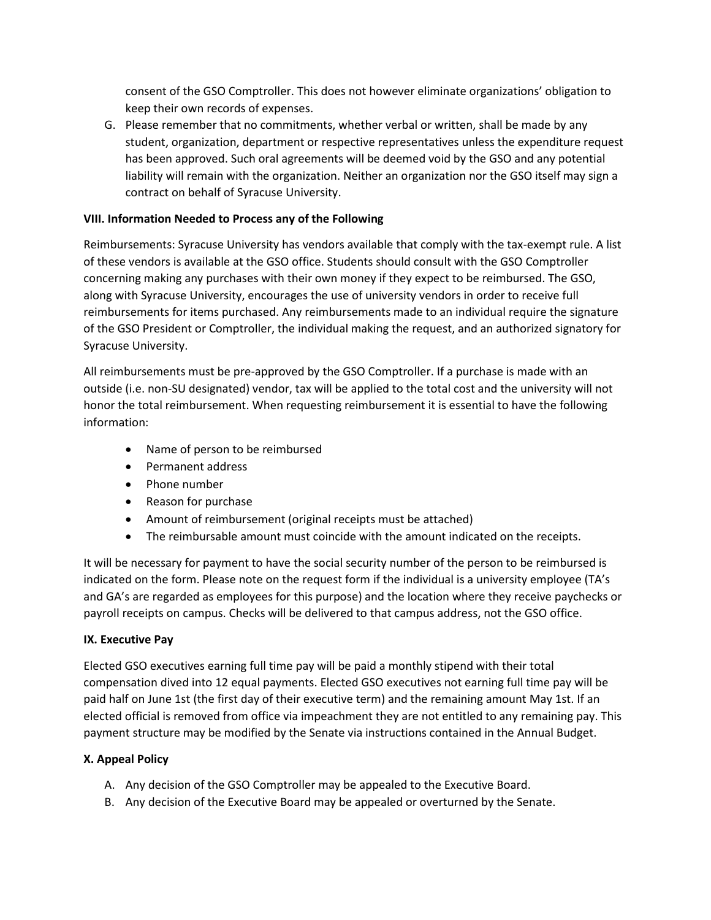consent of the GSO Comptroller. This does not however eliminate organizations' obligation to keep their own records of expenses.

G. Please remember that no commitments, whether verbal or written, shall be made by any student, organization, department or respective representatives unless the expenditure request has been approved. Such oral agreements will be deemed void by the GSO and any potential liability will remain with the organization. Neither an organization nor the GSO itself may sign a contract on behalf of Syracuse University.

**VIII. Information Needed to Process any of the Following**

Reimbursements: Syracuse University has vendors available that comply with the tax-exempt rule. A list of these vendors is available at the GSO office. Students should consult with the GSO Comptroller concerning making any purchases with their own money if they expect to be reimbursed. The GSO, along with Syracuse University, encourages the use of university vendors in order to receive full reimbursements for items purchased. Any reimbursements made to an individual require the signature of the GSO President or Comptroller, the individual making the request, and an authorized signatory for Syracuse University.

All reimbursements must be pre-approved by the GSO Comptroller. If a purchase is made with an outside (i.e. non-SU designated) vendor, tax will be applied to the total cost and the university will not honor the total reimbursement. When requesting reimbursement it is essential to have the following information:

- Name of person to be reimbursed
- Permanent address
- Phone number
- Reason for purchase
- Amount of reimbursement (original receipts must be attached)
- The reimbursable amount must coincide with the amount indicated on the receipts.

It will be necessary for payment to have the social security number of the person to be reimbursed is indicated on the form. Please note on the request form if the individual is a university employee (TA's and GA's are regarded as employees for this purpose) and the location where they receive paychecks or payroll receipts on campus. Checks will be delivered to that campus address, not the GSO office.

**IX. Executive Pay**

Elected GSO executives earning full time pay will be paid a monthly stipend with their total compensation dived into 12 equal payments. Elected GSO executives not earning full time pay will be paid half on June 1st (the first day of their executive term) and the remaining amount May 1st. If an elected official is removed from office via impeachment they are not entitled to any remaining pay. This payment structure may be modified by the Senate via instructions contained in the Annual Budget.

**X. Appeal Policy**

A. Any decision of the GSO Comptroller may be appealed to the Executive Board.

B. Any decision of the Executive Board may be appealed or overturned by the Senate.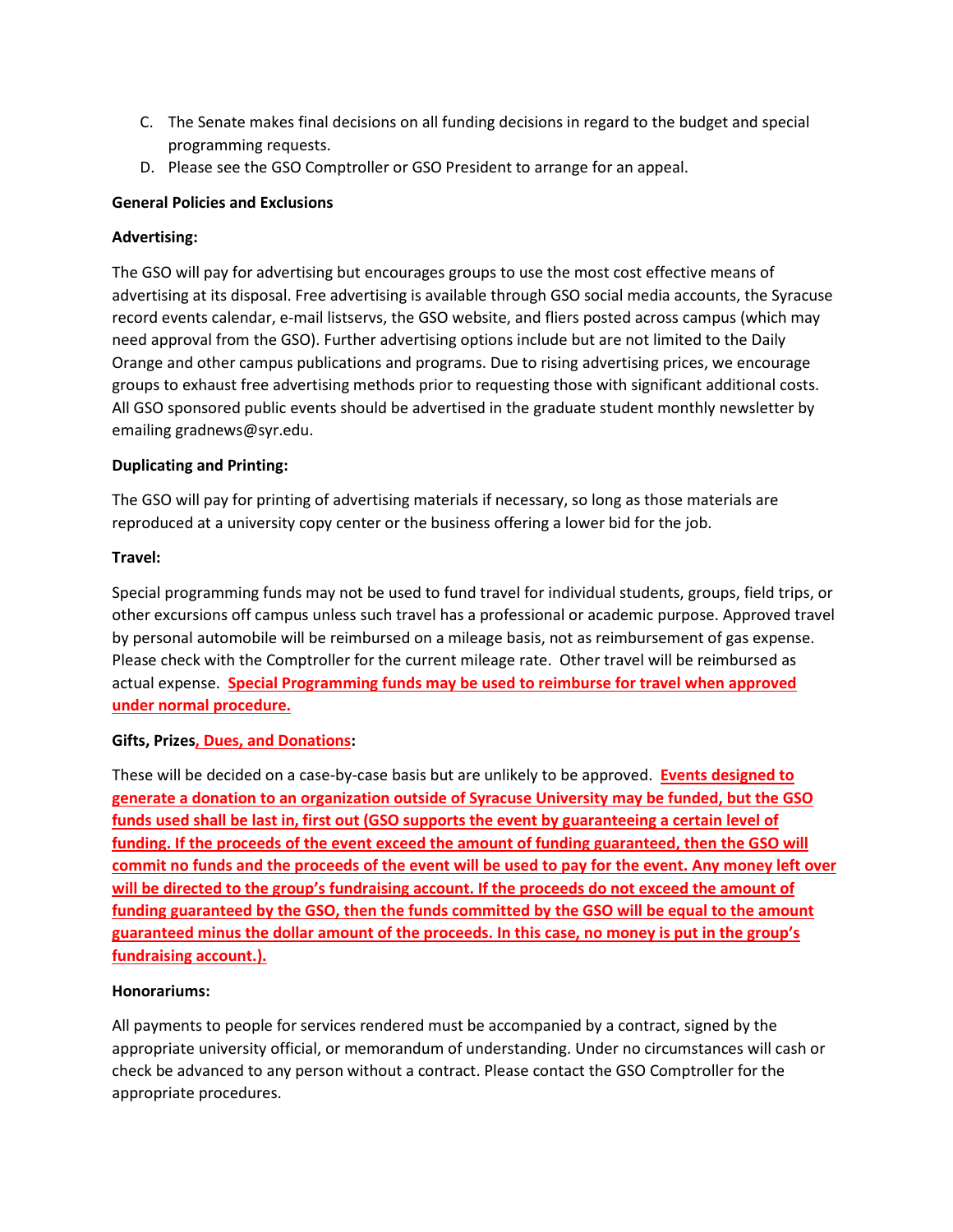C. The Senate makes final decisions on all funding decisions in regard to the budget and special programming requests.
D. Please see the GSO Comptroller or GSO President to arrange for an appeal.

**General Policies and Exclusions**

**Advertising:**

The GSO will pay for advertising but encourages groups to use the most cost effective means of advertising at its disposal. Free advertising is available through GSO social media accounts, the Syracuse record events calendar, e-mail listservs, the GSO website, and fliers posted across campus (which may need approval from the GSO). Further advertising options include but are not limited to the Daily Orange and other campus publications and programs. Due to rising advertising prices, we encourage groups to exhaust free advertising methods prior to requesting those with significant additional costs. All GSO sponsored public events should be advertised in the graduate student monthly newsletter by emailing gradnews@syr.edu.

**Duplicating and Printing:**

The GSO will pay for printing of advertising materials if necessary, so long as those materials are reproduced at a university copy center or the business offering a lower bid for the job.

**Travel:**

Special programming funds may not be used to fund travel for individual students, groups, field trips, or other excursions off campus unless such travel has a professional or academic purpose. Approved travel by personal automobile will be reimbursed on a mileage basis, not as reimbursement of gas expense. Please check with the Comptroller for the current mileage rate. Other travel will be reimbursed as actual expense. **Special Programming funds may be used to reimburse for travel when approved under normal procedure.**

**Gifts, Prizes, Dues, and Donations:**

These will be decided on a case-by-case basis but are unlikely to be approved. **Events designed to generate a donation to an organization outside of Syracuse University may be funded, but the GSO funds used shall be last in, first out (GSO supports the event by guaranteeing a certain level of funding. If the proceeds of the event exceed the amount of funding guaranteed, then the GSO will commit no funds and the proceeds of the event will be used to pay for the event. Any money left over will be directed to the group's fundraising account. If the proceeds do not exceed the amount of funding guaranteed by the GSO, then the funds committed by the GSO will be equal to the amount guaranteed minus the dollar amount of the proceeds. In this case, no money is put in the group's fundraising account.).**

**Honorariums:**

All payments to people for services rendered must be accompanied by a contract, signed by the appropriate university official, or memorandum of understanding. Under no circumstances will cash or check be advanced to any person without a contract. Please contact the GSO Comptroller for the appropriate procedures.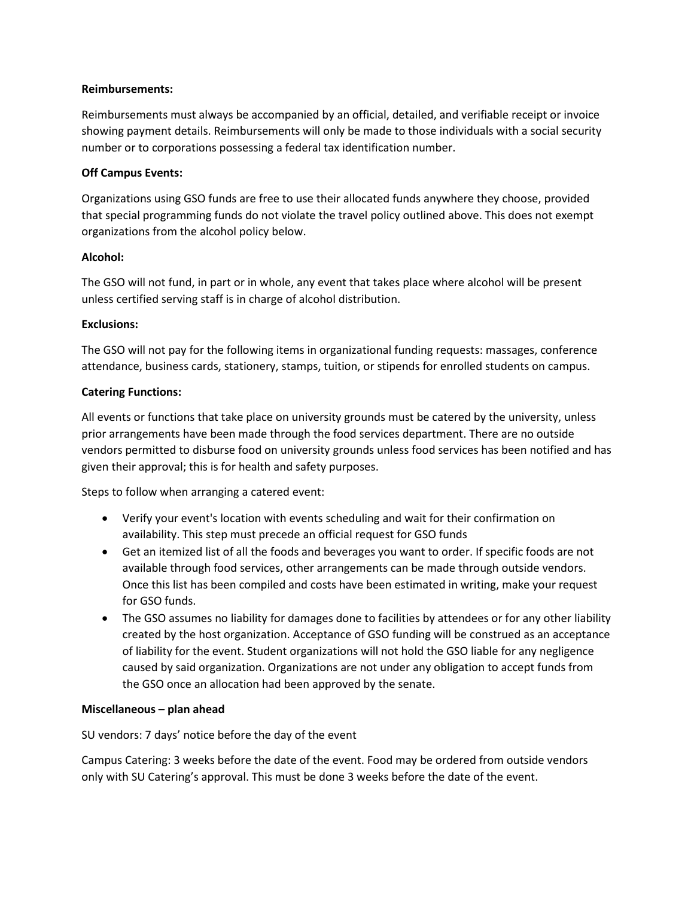**Reimbursements:**

Reimbursements must always be accompanied by an official, detailed, and verifiable receipt or invoice showing payment details. Reimbursements will only be made to those individuals with a social security number or to corporations possessing a federal tax identification number.

**Off Campus Events:**

Organizations using GSO funds are free to use their allocated funds anywhere they choose, provided that special programming funds do not violate the travel policy outlined above. This does not exempt organizations from the alcohol policy below.

**Alcohol:**

The GSO will not fund, in part or in whole, any event that takes place where alcohol will be present unless certified serving staff is in charge of alcohol distribution.

**Exclusions:**

The GSO will not pay for the following items in organizational funding requests: massages, conference attendance, business cards, stationery, stamps, tuition, or stipends for enrolled students on campus.

**Catering Functions:**

All events or functions that take place on university grounds must be catered by the university, unless prior arrangements have been made through the food services department. There are no outside vendors permitted to disburse food on university grounds unless food services has been notified and has given their approval; this is for health and safety purposes.

Steps to follow when arranging a catered event:

- Verify your event's location with events scheduling and wait for their confirmation on availability. This step must precede an official request for GSO funds
- Get an itemized list of all the foods and beverages you want to order. If specific foods are not available through food services, other arrangements can be made through outside vendors. Once this list has been compiled and costs have been estimated in writing, make your request for GSO funds.
- The GSO assumes no liability for damages done to facilities by attendees or for any other liability created by the host organization. Acceptance of GSO funding will be construed as an acceptance of liability for the event. Student organizations will not hold the GSO liable for any negligence caused by said organization. Organizations are not under any obligation to accept funds from the GSO once an allocation had been approved by the senate.

**Miscellaneous – plan ahead**

SU vendors: 7 days' notice before the day of the event

Campus Catering: 3 weeks before the date of the event. Food may be ordered from outside vendors only with SU Catering's approval. This must be done 3 weeks before the date of the event.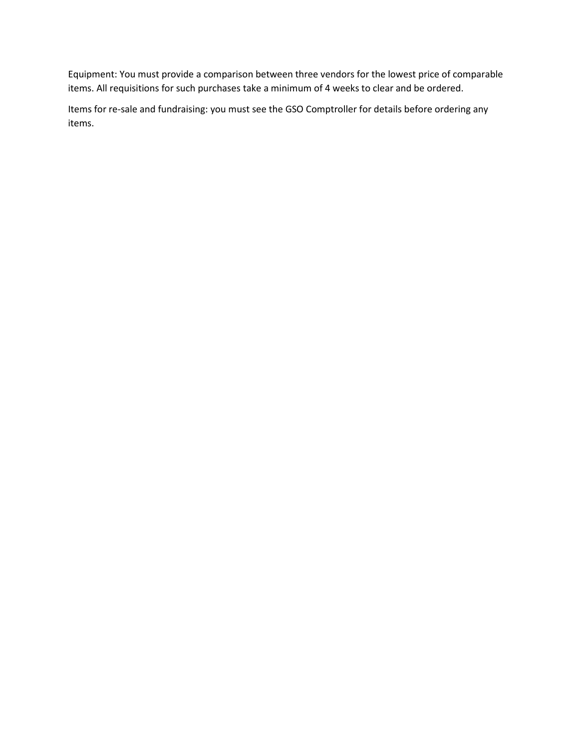Equipment: You must provide a comparison between three vendors for the lowest price of comparable items. All requisitions for such purchases take a minimum of 4 weeks to clear and be ordered.

Items for re-sale and fundraising: you must see the GSO Comptroller for details before ordering any items.